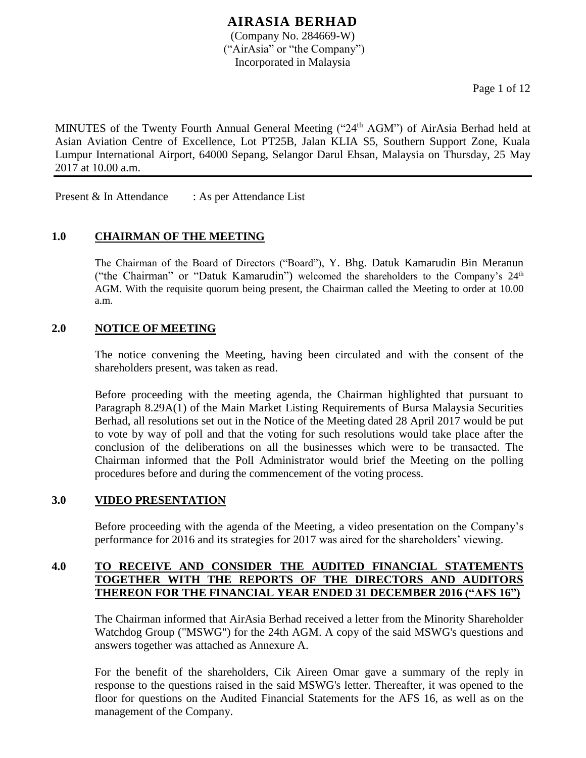# AIRASIA BERHAD

(Company No. 284669-W)
("AirAsia" or "the Company")
Incorporated in Malaysia

MINUTES of the Twenty Fourth Annual General Meeting ("24th AGM") of AirAsia Berhad held at Asian Aviation Centre of Excellence, Lot PT25B, Jalan KLIA S5, Southern Support Zone, Kuala Lumpur International Airport, 64000 Sepang, Selangor Darul Ehsan, Malaysia on Thursday, 25 May 2017 at 10.00 a.m.

---

Present & In Attendance : As per Attendance List

## 1.0 CHAIRMAN OF THE MEETING

The Chairman of the Board of Directors ("Board"), Y. Bhg. Datuk Kamarudin Bin Meranun ("the Chairman" or "Datuk Kamarudin") welcomed the shareholders to the Company's 24th AGM. With the requisite quorum being present, the Chairman called the Meeting to order at 10.00 a.m.

## 2.0 NOTICE OF MEETING

The notice convening the Meeting, having been circulated and with the consent of the shareholders present, was taken as read.

Before proceeding with the meeting agenda, the Chairman highlighted that pursuant to Paragraph 8.29A(1) of the Main Market Listing Requirements of Bursa Malaysia Securities Berhad, all resolutions set out in the Notice of the Meeting dated 28 April 2017 would be put to vote by way of poll and that the voting for such resolutions would take place after the conclusion of the deliberations on all the businesses which were to be transacted. The Chairman informed that the Poll Administrator would brief the Meeting on the polling procedures before and during the commencement of the voting process.

## 3.0 VIDEO PRESENTATION

Before proceeding with the agenda of the Meeting, a video presentation on the Company's performance for 2016 and its strategies for 2017 was aired for the shareholders' viewing.

## 4.0 TO RECEIVE AND CONSIDER THE AUDITED FINANCIAL STATEMENTS TOGETHER WITH THE REPORTS OF THE DIRECTORS AND AUDITORS THEREON FOR THE FINANCIAL YEAR ENDED 31 DECEMBER 2016 ("AFS 16")

The Chairman informed that AirAsia Berhad received a letter from the Minority Shareholder Watchdog Group ("MSWG") for the 24th AGM. A copy of the said MSWG's questions and answers together was attached as Annexure A.

For the benefit of the shareholders, Cik Aireen Omar gave a summary of the reply in response to the questions raised in the said MSWG's letter. Thereafter, it was opened to the floor for questions on the Audited Financial Statements for the AFS 16, as well as on the management of the Company.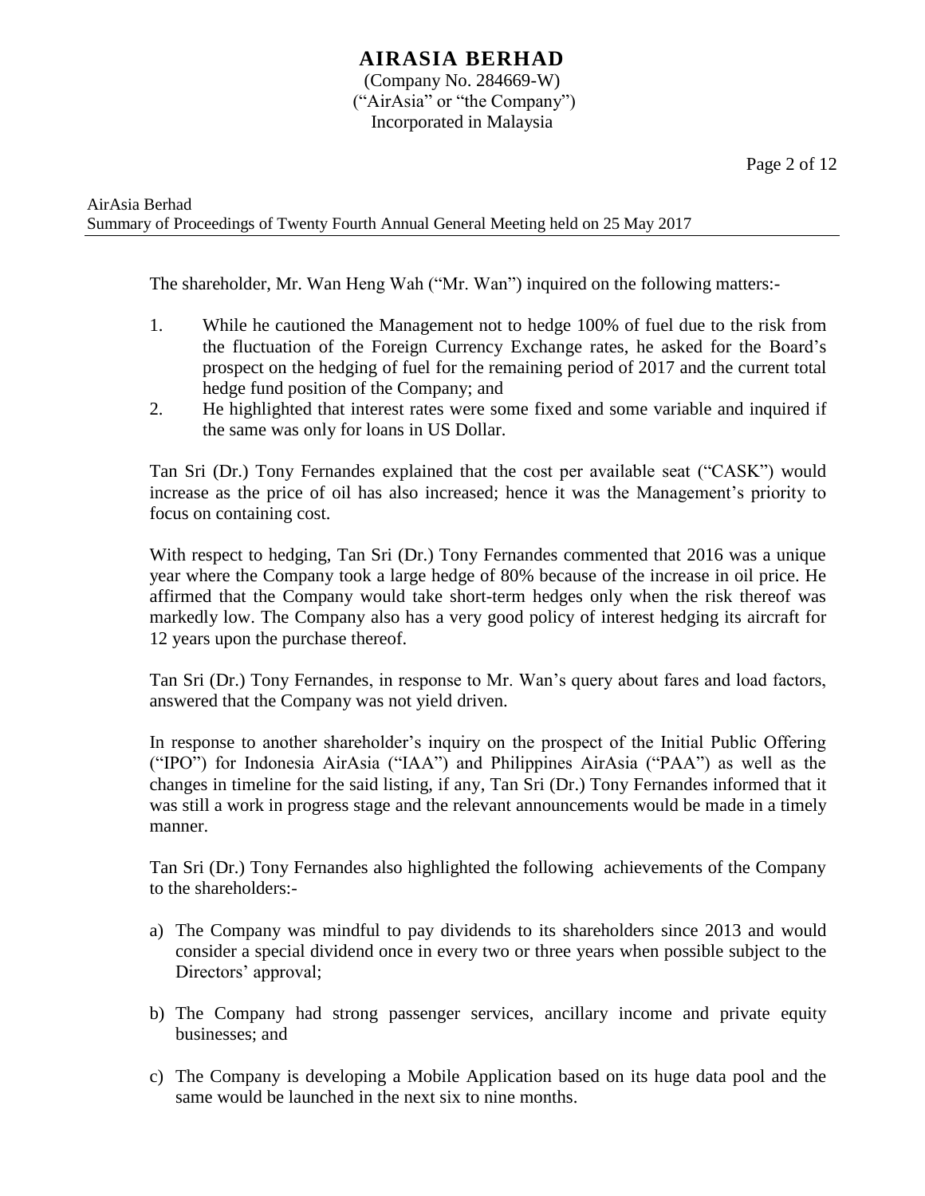The shareholder, Mr. Wan Heng Wah ("Mr. Wan") inquired on the following matters:-

1. While he cautioned the Management not to hedge 100% of fuel due to the risk from the fluctuation of the Foreign Currency Exchange rates, he asked for the Board's prospect on the hedging of fuel for the remaining period of 2017 and the current total hedge fund position of the Company; and
2. He highlighted that interest rates were some fixed and some variable and inquired if the same was only for loans in US Dollar.

Tan Sri (Dr.) Tony Fernandes explained that the cost per available seat ("CASK") would increase as the price of oil has also increased; hence it was the Management's priority to focus on containing cost.

With respect to hedging, Tan Sri (Dr.) Tony Fernandes commented that 2016 was a unique year where the Company took a large hedge of 80% because of the increase in oil price. He affirmed that the Company would take short-term hedges only when the risk thereof was markedly low. The Company also has a very good policy of interest hedging its aircraft for 12 years upon the purchase thereof.

Tan Sri (Dr.) Tony Fernandes, in response to Mr. Wan's query about fares and load factors, answered that the Company was not yield driven.

In response to another shareholder's inquiry on the prospect of the Initial Public Offering ("IPO") for Indonesia AirAsia ("IAA") and Philippines AirAsia ("PAA") as well as the changes in timeline for the said listing, if any, Tan Sri (Dr.) Tony Fernandes informed that it was still a work in progress stage and the relevant announcements would be made in a timely manner.

Tan Sri (Dr.) Tony Fernandes also highlighted the following achievements of the Company to the shareholders:-

a) The Company was mindful to pay dividends to its shareholders since 2013 and would consider a special dividend once in every two or three years when possible subject to the Directors' approval;

b) The Company had strong passenger services, ancillary income and private equity businesses; and

c) The Company is developing a Mobile Application based on its huge data pool and the same would be launched in the next six to nine months.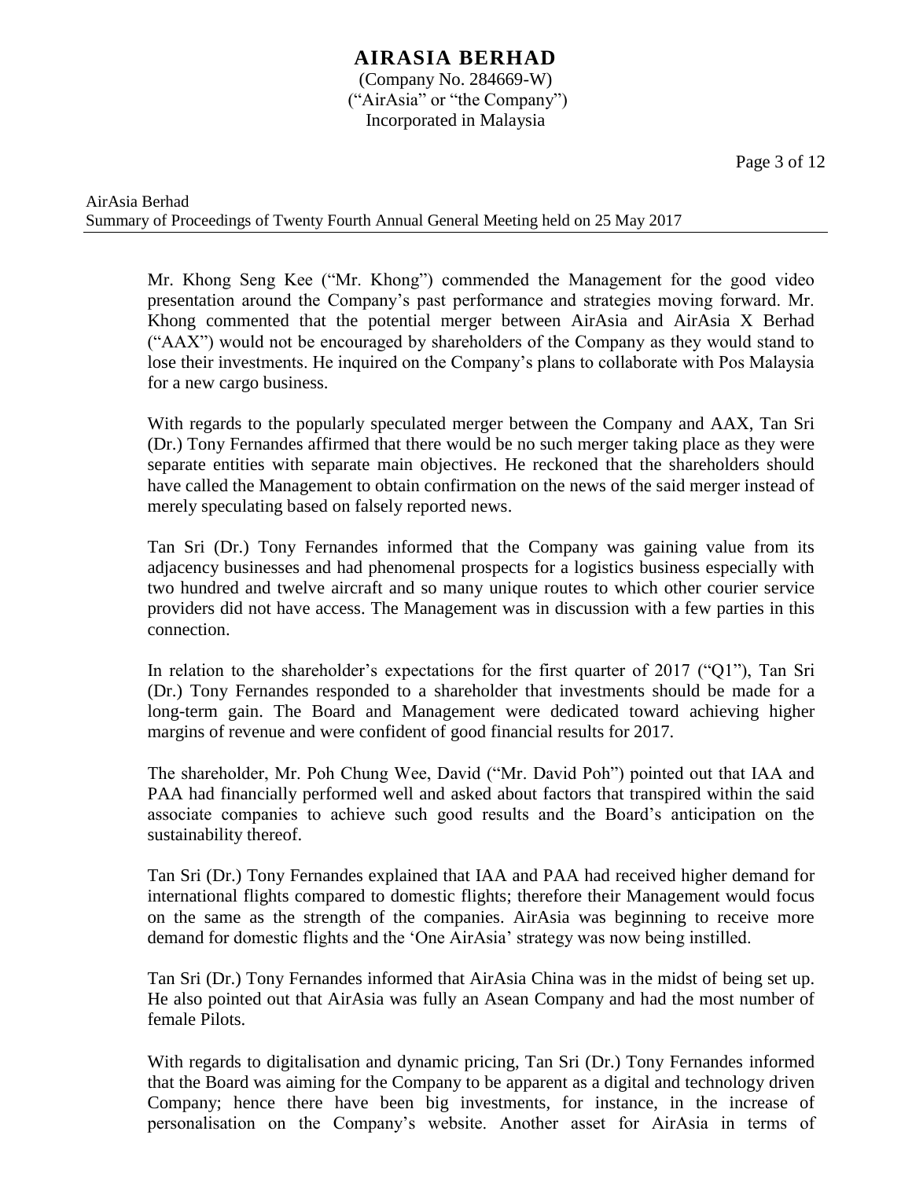Mr. Khong Seng Kee ("Mr. Khong") commended the Management for the good video presentation around the Company's past performance and strategies moving forward. Mr. Khong commented that the potential merger between AirAsia and AirAsia X Berhad ("AAX") would not be encouraged by shareholders of the Company as they would stand to lose their investments. He inquired on the Company's plans to collaborate with Pos Malaysia for a new cargo business.

With regards to the popularly speculated merger between the Company and AAX, Tan Sri (Dr.) Tony Fernandes affirmed that there would be no such merger taking place as they were separate entities with separate main objectives. He reckoned that the shareholders should have called the Management to obtain confirmation on the news of the said merger instead of merely speculating based on falsely reported news.

Tan Sri (Dr.) Tony Fernandes informed that the Company was gaining value from its adjacency businesses and had phenomenal prospects for a logistics business especially with two hundred and twelve aircraft and so many unique routes to which other courier service providers did not have access. The Management was in discussion with a few parties in this connection.

In relation to the shareholder's expectations for the first quarter of 2017 ("Q1"), Tan Sri (Dr.) Tony Fernandes responded to a shareholder that investments should be made for a long-term gain. The Board and Management were dedicated toward achieving higher margins of revenue and were confident of good financial results for 2017.

The shareholder, Mr. Poh Chung Wee, David ("Mr. David Poh") pointed out that IAA and PAA had financially performed well and asked about factors that transpired within the said associate companies to achieve such good results and the Board's anticipation on the sustainability thereof.

Tan Sri (Dr.) Tony Fernandes explained that IAA and PAA had received higher demand for international flights compared to domestic flights; therefore their Management would focus on the same as the strength of the companies. AirAsia was beginning to receive more demand for domestic flights and the 'One AirAsia' strategy was now being instilled.

Tan Sri (Dr.) Tony Fernandes informed that AirAsia China was in the midst of being set up. He also pointed out that AirAsia was fully an Asean Company and had the most number of female Pilots.

With regards to digitalisation and dynamic pricing, Tan Sri (Dr.) Tony Fernandes informed that the Board was aiming for the Company to be apparent as a digital and technology driven Company; hence there have been big investments, for instance, in the increase of personalisation on the Company's website. Another asset for AirAsia in terms of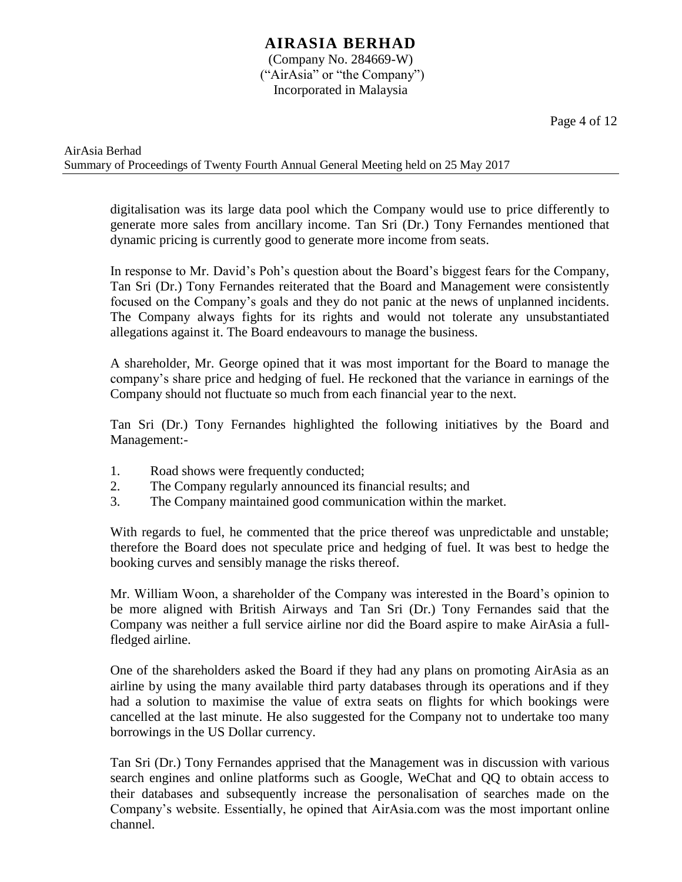digitalisation was its large data pool which the Company would use to price differently to generate more sales from ancillary income. Tan Sri (Dr.) Tony Fernandes mentioned that dynamic pricing is currently good to generate more income from seats.

In response to Mr. David's Poh's question about the Board's biggest fears for the Company, Tan Sri (Dr.) Tony Fernandes reiterated that the Board and Management were consistently focused on the Company's goals and they do not panic at the news of unplanned incidents. The Company always fights for its rights and would not tolerate any unsubstantiated allegations against it. The Board endeavours to manage the business.

A shareholder, Mr. George opined that it was most important for the Board to manage the company's share price and hedging of fuel. He reckoned that the variance in earnings of the Company should not fluctuate so much from each financial year to the next.

Tan Sri (Dr.) Tony Fernandes highlighted the following initiatives by the Board and Management:-

1. Road shows were frequently conducted;
2. The Company regularly announced its financial results; and
3. The Company maintained good communication within the market.

With regards to fuel, he commented that the price thereof was unpredictable and unstable; therefore the Board does not speculate price and hedging of fuel. It was best to hedge the booking curves and sensibly manage the risks thereof.

Mr. William Woon, a shareholder of the Company was interested in the Board's opinion to be more aligned with British Airways and Tan Sri (Dr.) Tony Fernandes said that the Company was neither a full service airline nor did the Board aspire to make AirAsia a full-fledged airline.

One of the shareholders asked the Board if they had any plans on promoting AirAsia as an airline by using the many available third party databases through its operations and if they had a solution to maximise the value of extra seats on flights for which bookings were cancelled at the last minute. He also suggested for the Company not to undertake too many borrowings in the US Dollar currency.

Tan Sri (Dr.) Tony Fernandes apprised that the Management was in discussion with various search engines and online platforms such as Google, WeChat and QQ to obtain access to their databases and subsequently increase the personalisation of searches made on the Company's website. Essentially, he opined that AirAsia.com was the most important online channel.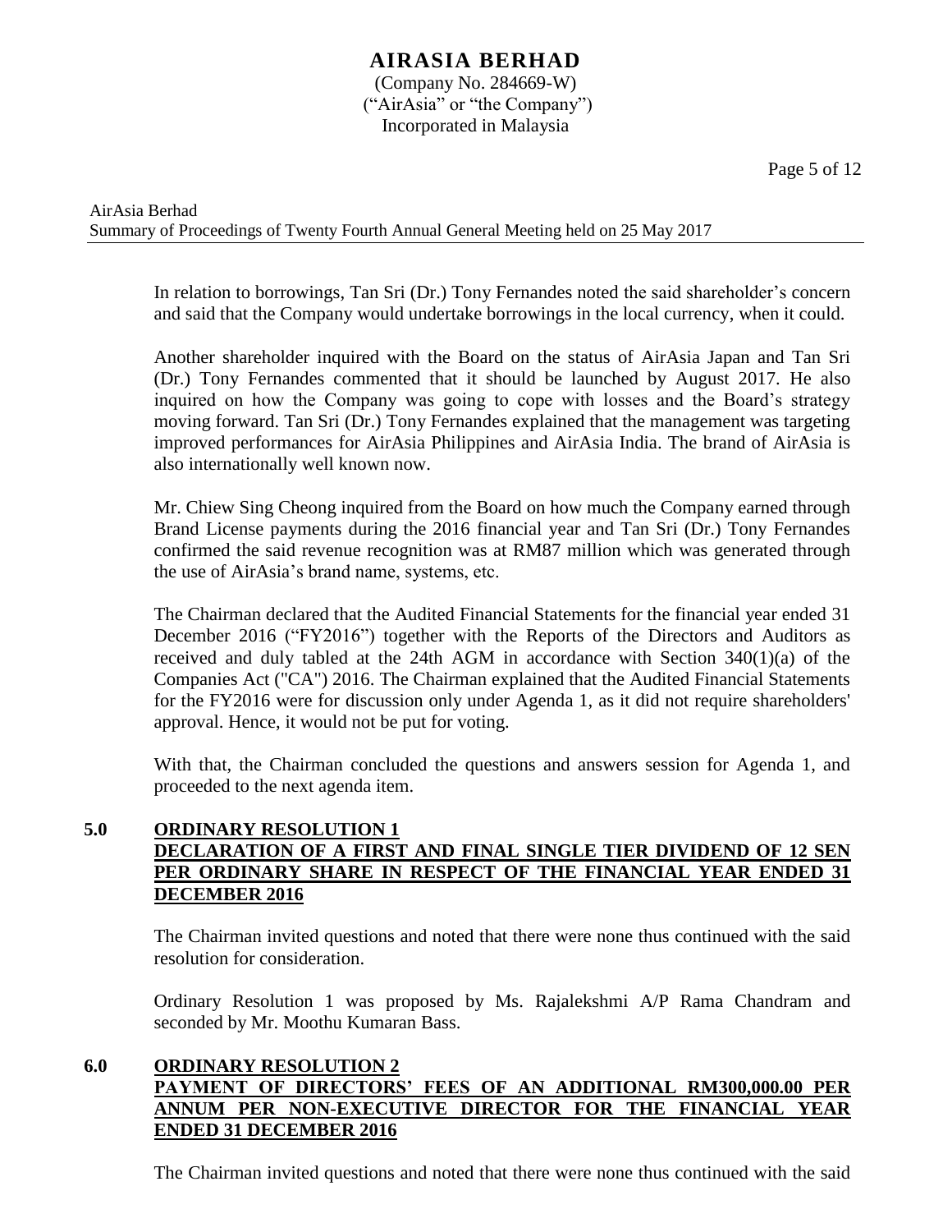In relation to borrowings, Tan Sri (Dr.) Tony Fernandes noted the said shareholder's concern and said that the Company would undertake borrowings in the local currency, when it could.

Another shareholder inquired with the Board on the status of AirAsia Japan and Tan Sri (Dr.) Tony Fernandes commented that it should be launched by August 2017. He also inquired on how the Company was going to cope with losses and the Board's strategy moving forward. Tan Sri (Dr.) Tony Fernandes explained that the management was targeting improved performances for AirAsia Philippines and AirAsia India. The brand of AirAsia is also internationally well known now.

Mr. Chiew Sing Cheong inquired from the Board on how much the Company earned through Brand License payments during the 2016 financial year and Tan Sri (Dr.) Tony Fernandes confirmed the said revenue recognition was at RM87 million which was generated through the use of AirAsia's brand name, systems, etc.

The Chairman declared that the Audited Financial Statements for the financial year ended 31 December 2016 ("FY2016") together with the Reports of the Directors and Auditors as received and duly tabled at the 24th AGM in accordance with Section 340(1)(a) of the Companies Act ("CA") 2016. The Chairman explained that the Audited Financial Statements for the FY2016 were for discussion only under Agenda 1, as it did not require shareholders' approval. Hence, it would not be put for voting.

With that, the Chairman concluded the questions and answers session for Agenda 1, and proceeded to the next agenda item.

## 5.0 ORDINARY RESOLUTION 1 DECLARATION OF A FIRST AND FINAL SINGLE TIER DIVIDEND OF 12 SEN PER ORDINARY SHARE IN RESPECT OF THE FINANCIAL YEAR ENDED 31 DECEMBER 2016

The Chairman invited questions and noted that there were none thus continued with the said resolution for consideration.

Ordinary Resolution 1 was proposed by Ms. Rajalekshmi A/P Rama Chandram and seconded by Mr. Moothu Kumaran Bass.

## 6.0 ORDINARY RESOLUTION 2 PAYMENT OF DIRECTORS' FEES OF AN ADDITIONAL RM300,000.00 PER ANNUM PER NON-EXECUTIVE DIRECTOR FOR THE FINANCIAL YEAR ENDED 31 DECEMBER 2016

The Chairman invited questions and noted that there were none thus continued with the said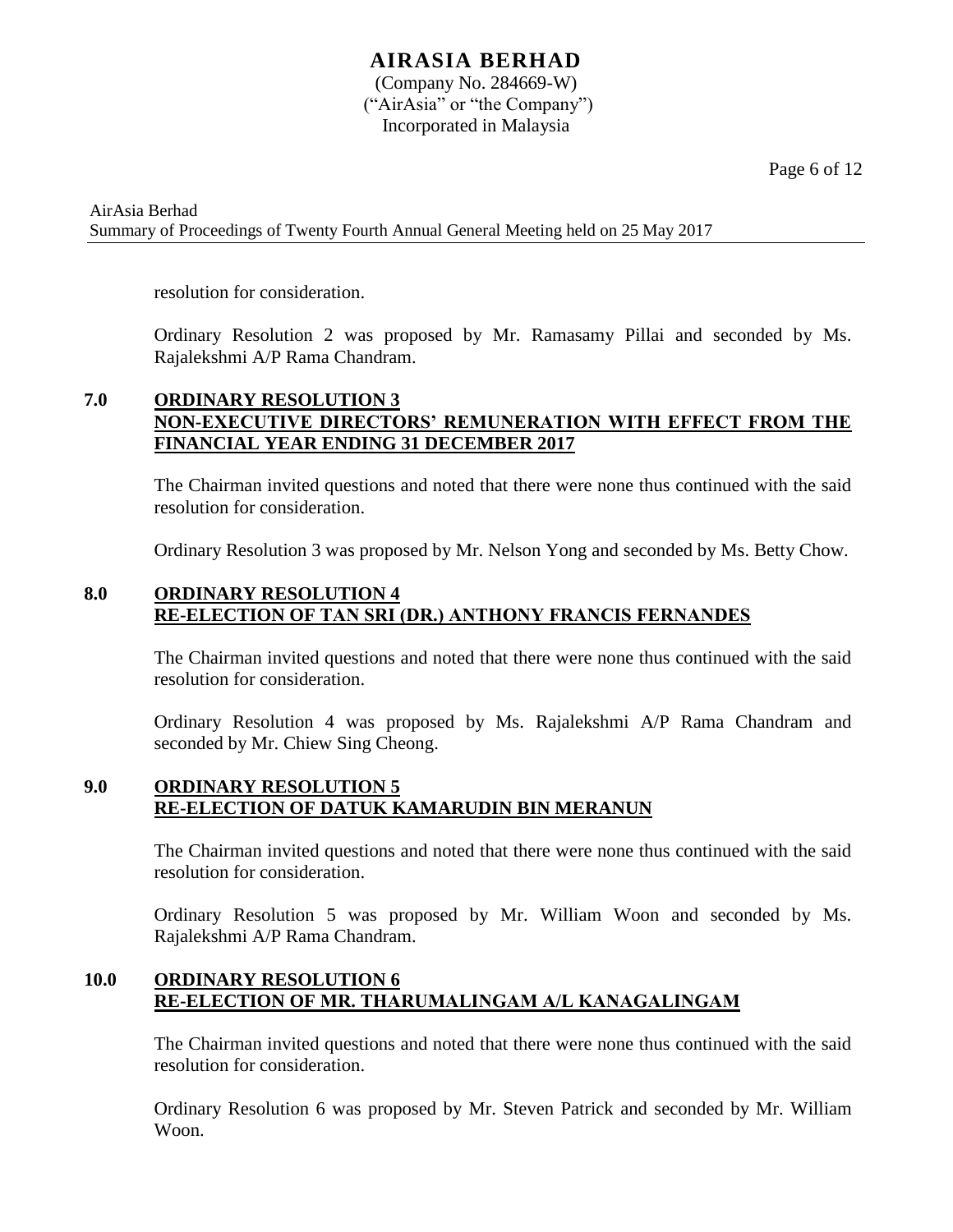resolution for consideration.

Ordinary Resolution 2 was proposed by Mr. Ramasamy Pillai and seconded by Ms. Rajalekshmi A/P Rama Chandram.

## 7.0 ORDINARY RESOLUTION 3 NON-EXECUTIVE DIRECTORS' REMUNERATION WITH EFFECT FROM THE FINANCIAL YEAR ENDING 31 DECEMBER 2017

The Chairman invited questions and noted that there were none thus continued with the said resolution for consideration.

Ordinary Resolution 3 was proposed by Mr. Nelson Yong and seconded by Ms. Betty Chow.

## 8.0 ORDINARY RESOLUTION 4 RE-ELECTION OF TAN SRI (DR.) ANTHONY FRANCIS FERNANDES

The Chairman invited questions and noted that there were none thus continued with the said resolution for consideration.

Ordinary Resolution 4 was proposed by Ms. Rajalekshmi A/P Rama Chandram and seconded by Mr. Chiew Sing Cheong.

## 9.0 ORDINARY RESOLUTION 5 RE-ELECTION OF DATUK KAMARUDIN BIN MERANUN

The Chairman invited questions and noted that there were none thus continued with the said resolution for consideration.

Ordinary Resolution 5 was proposed by Mr. William Woon and seconded by Ms. Rajalekshmi A/P Rama Chandram.

## 10.0 ORDINARY RESOLUTION 6 RE-ELECTION OF MR. THARUMALINGAM A/L KANAGALINGAM

The Chairman invited questions and noted that there were none thus continued with the said resolution for consideration.

Ordinary Resolution 6 was proposed by Mr. Steven Patrick and seconded by Mr. William Woon.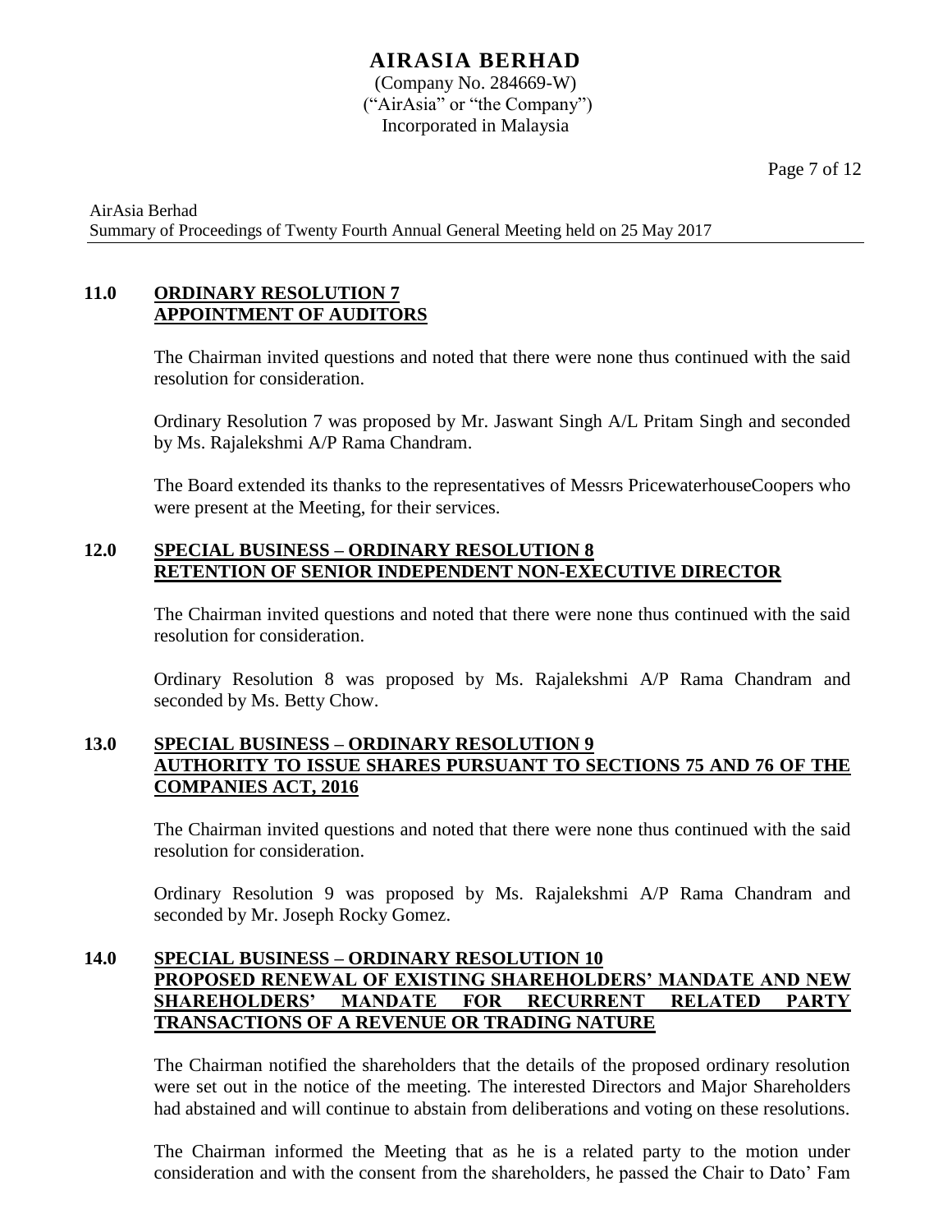## 11.0 ORDINARY RESOLUTION 7 APPOINTMENT OF AUDITORS

The Chairman invited questions and noted that there were none thus continued with the said resolution for consideration.

Ordinary Resolution 7 was proposed by Mr. Jaswant Singh A/L Pritam Singh and seconded by Ms. Rajalekshmi A/P Rama Chandram.

The Board extended its thanks to the representatives of Messrs PricewaterhouseCoopers who were present at the Meeting, for their services.

## 12.0 SPECIAL BUSINESS – ORDINARY RESOLUTION 8 RETENTION OF SENIOR INDEPENDENT NON-EXECUTIVE DIRECTOR

The Chairman invited questions and noted that there were none thus continued with the said resolution for consideration.

Ordinary Resolution 8 was proposed by Ms. Rajalekshmi A/P Rama Chandram and seconded by Ms. Betty Chow.

## 13.0 SPECIAL BUSINESS – ORDINARY RESOLUTION 9 AUTHORITY TO ISSUE SHARES PURSUANT TO SECTIONS 75 AND 76 OF THE COMPANIES ACT, 2016

The Chairman invited questions and noted that there were none thus continued with the said resolution for consideration.

Ordinary Resolution 9 was proposed by Ms. Rajalekshmi A/P Rama Chandram and seconded by Mr. Joseph Rocky Gomez.

## 14.0 SPECIAL BUSINESS – ORDINARY RESOLUTION 10 PROPOSED RENEWAL OF EXISTING SHAREHOLDERS' MANDATE AND NEW SHAREHOLDERS' MANDATE FOR RECURRENT RELATED PARTY TRANSACTIONS OF A REVENUE OR TRADING NATURE

The Chairman notified the shareholders that the details of the proposed ordinary resolution were set out in the notice of the meeting. The interested Directors and Major Shareholders had abstained and will continue to abstain from deliberations and voting on these resolutions.

The Chairman informed the Meeting that as he is a related party to the motion under consideration and with the consent from the shareholders, he passed the Chair to Dato' Fam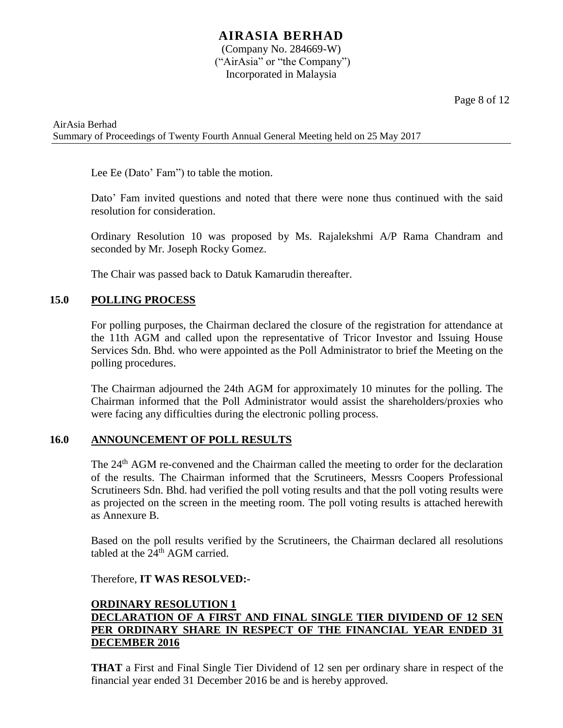Lee Ee (Dato' Fam") to table the motion.

Dato' Fam invited questions and noted that there were none thus continued with the said resolution for consideration.

Ordinary Resolution 10 was proposed by Ms. Rajalekshmi A/P Rama Chandram and seconded by Mr. Joseph Rocky Gomez.

The Chair was passed back to Datuk Kamarudin thereafter.

## 15.0 POLLING PROCESS

For polling purposes, the Chairman declared the closure of the registration for attendance at the 11th AGM and called upon the representative of Tricor Investor and Issuing House Services Sdn. Bhd. who were appointed as the Poll Administrator to brief the Meeting on the polling procedures.

The Chairman adjourned the 24th AGM for approximately 10 minutes for the polling. The Chairman informed that the Poll Administrator would assist the shareholders/proxies who were facing any difficulties during the electronic polling process.

## 16.0 ANNOUNCEMENT OF POLL RESULTS

The 24th AGM re-convened and the Chairman called the meeting to order for the declaration of the results. The Chairman informed that the Scrutineers, Messrs Coopers Professional Scrutineers Sdn. Bhd. had verified the poll voting results and that the poll voting results were as projected on the screen in the meeting room. The poll voting results is attached herewith as Annexure B.

Based on the poll results verified by the Scrutineers, the Chairman declared all resolutions tabled at the 24th AGM carried.

Therefore, **IT WAS RESOLVED:-**

**ORDINARY RESOLUTION 1**
**DECLARATION OF A FIRST AND FINAL SINGLE TIER DIVIDEND OF 12 SEN PER ORDINARY SHARE IN RESPECT OF THE FINANCIAL YEAR ENDED 31 DECEMBER 2016**

**THAT** a First and Final Single Tier Dividend of 12 sen per ordinary share in respect of the financial year ended 31 December 2016 be and is hereby approved.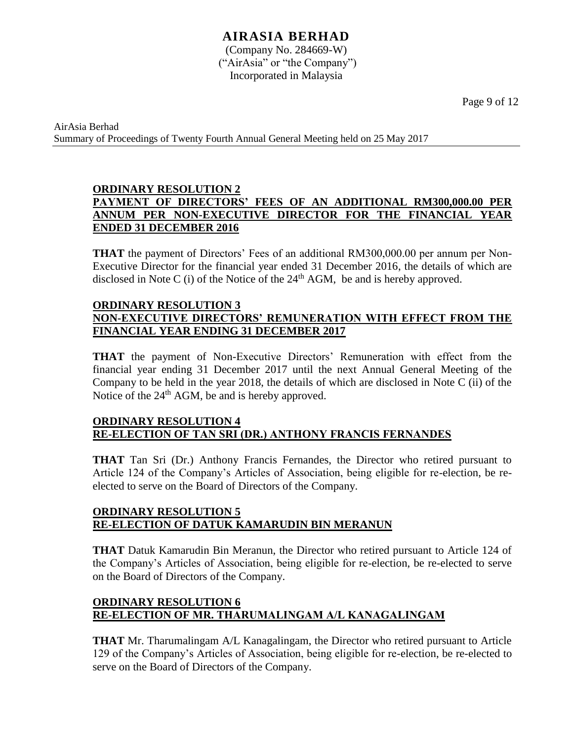## ORDINARY RESOLUTION 2
## PAYMENT OF DIRECTORS' FEES OF AN ADDITIONAL RM300,000.00 PER ANNUM PER NON-EXECUTIVE DIRECTOR FOR THE FINANCIAL YEAR ENDED 31 DECEMBER 2016

**THAT** the payment of Directors' Fees of an additional RM300,000.00 per annum per Non-Executive Director for the financial year ended 31 December 2016, the details of which are disclosed in Note C (i) of the Notice of the 24th AGM, be and is hereby approved.

## ORDINARY RESOLUTION 3
## NON-EXECUTIVE DIRECTORS' REMUNERATION WITH EFFECT FROM THE FINANCIAL YEAR ENDING 31 DECEMBER 2017

**THAT** the payment of Non-Executive Directors' Remuneration with effect from the financial year ending 31 December 2017 until the next Annual General Meeting of the Company to be held in the year 2018, the details of which are disclosed in Note C (ii) of the Notice of the 24th AGM, be and is hereby approved.

## ORDINARY RESOLUTION 4
## RE-ELECTION OF TAN SRI (DR.) ANTHONY FRANCIS FERNANDES

**THAT** Tan Sri (Dr.) Anthony Francis Fernandes, the Director who retired pursuant to Article 124 of the Company's Articles of Association, being eligible for re-election, be re-elected to serve on the Board of Directors of the Company.

## ORDINARY RESOLUTION 5
## RE-ELECTION OF DATUK KAMARUDIN BIN MERANUN

**THAT** Datuk Kamarudin Bin Meranun, the Director who retired pursuant to Article 124 of the Company's Articles of Association, being eligible for re-election, be re-elected to serve on the Board of Directors of the Company.

## ORDINARY RESOLUTION 6
## RE-ELECTION OF MR. THARUMALINGAM A/L KANAGALINGAM

**THAT** Mr. Tharumalingam A/L Kanagalingam, the Director who retired pursuant to Article 129 of the Company's Articles of Association, being eligible for re-election, be re-elected to serve on the Board of Directors of the Company.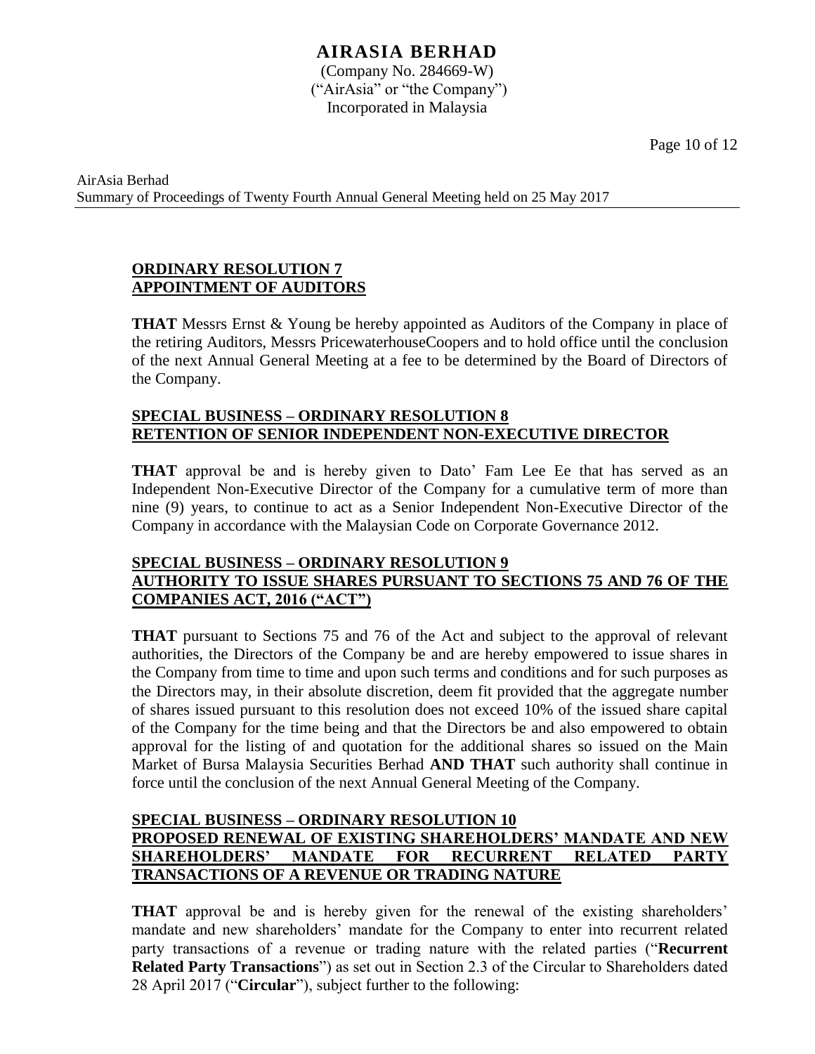**ORDINARY RESOLUTION 7**
**APPOINTMENT OF AUDITORS**

**THAT** Messrs Ernst & Young be hereby appointed as Auditors of the Company in place of the retiring Auditors, Messrs PricewaterhouseCoopers and to hold office until the conclusion of the next Annual General Meeting at a fee to be determined by the Board of Directors of the Company.

**SPECIAL BUSINESS – ORDINARY RESOLUTION 8**
**RETENTION OF SENIOR INDEPENDENT NON-EXECUTIVE DIRECTOR**

**THAT** approval be and is hereby given to Dato' Fam Lee Ee that has served as an Independent Non-Executive Director of the Company for a cumulative term of more than nine (9) years, to continue to act as a Senior Independent Non-Executive Director of the Company in accordance with the Malaysian Code on Corporate Governance 2012.

**SPECIAL BUSINESS – ORDINARY RESOLUTION 9**
**AUTHORITY TO ISSUE SHARES PURSUANT TO SECTIONS 75 AND 76 OF THE COMPANIES ACT, 2016 ("ACT")**

**THAT** pursuant to Sections 75 and 76 of the Act and subject to the approval of relevant authorities, the Directors of the Company be and are hereby empowered to issue shares in the Company from time to time and upon such terms and conditions and for such purposes as the Directors may, in their absolute discretion, deem fit provided that the aggregate number of shares issued pursuant to this resolution does not exceed 10% of the issued share capital of the Company for the time being and that the Directors be and also empowered to obtain approval for the listing of and quotation for the additional shares so issued on the Main Market of Bursa Malaysia Securities Berhad **AND THAT** such authority shall continue in force until the conclusion of the next Annual General Meeting of the Company.

**SPECIAL BUSINESS – ORDINARY RESOLUTION 10**
**PROPOSED RENEWAL OF EXISTING SHAREHOLDERS' MANDATE AND NEW SHAREHOLDERS' MANDATE FOR RECURRENT RELATED PARTY TRANSACTIONS OF A REVENUE OR TRADING NATURE**

**THAT** approval be and is hereby given for the renewal of the existing shareholders' mandate and new shareholders' mandate for the Company to enter into recurrent related party transactions of a revenue or trading nature with the related parties ("**Recurrent Related Party Transactions**") as set out in Section 2.3 of the Circular to Shareholders dated 28 April 2017 ("**Circular**"), subject further to the following: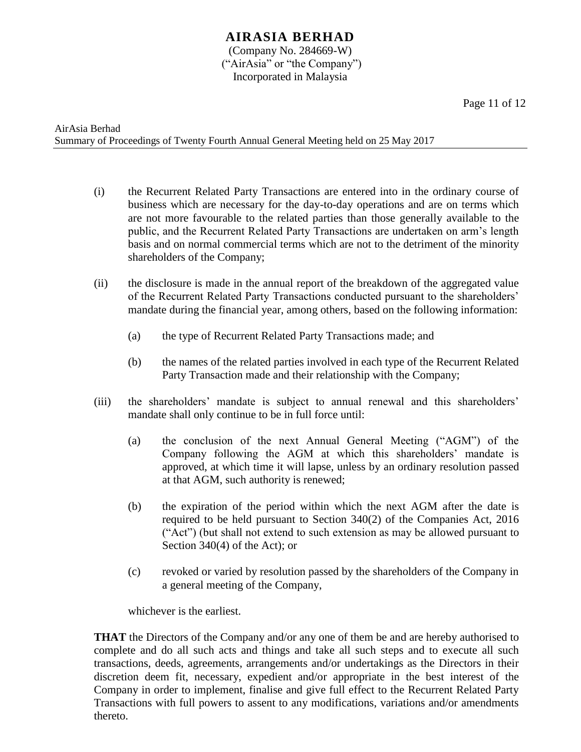(i) the Recurrent Related Party Transactions are entered into in the ordinary course of business which are necessary for the day-to-day operations and are on terms which are not more favourable to the related parties than those generally available to the public, and the Recurrent Related Party Transactions are undertaken on arm's length basis and on normal commercial terms which are not to the detriment of the minority shareholders of the Company;

(ii) the disclosure is made in the annual report of the breakdown of the aggregated value of the Recurrent Related Party Transactions conducted pursuant to the shareholders' mandate during the financial year, among others, based on the following information:

  (a) the type of Recurrent Related Party Transactions made; and

  (b) the names of the related parties involved in each type of the Recurrent Related Party Transaction made and their relationship with the Company;

(iii) the shareholders' mandate is subject to annual renewal and this shareholders' mandate shall only continue to be in full force until:

  (a) the conclusion of the next Annual General Meeting ("AGM") of the Company following the AGM at which this shareholders' mandate is approved, at which time it will lapse, unless by an ordinary resolution passed at that AGM, such authority is renewed;

  (b) the expiration of the period within which the next AGM after the date is required to be held pursuant to Section 340(2) of the Companies Act, 2016 ("Act") (but shall not extend to such extension as may be allowed pursuant to Section 340(4) of the Act); or

  (c) revoked or varied by resolution passed by the shareholders of the Company in a general meeting of the Company,

whichever is the earliest.

**THAT** the Directors of the Company and/or any one of them be and are hereby authorised to complete and do all such acts and things and take all such steps and to execute all such transactions, deeds, agreements, arrangements and/or undertakings as the Directors in their discretion deem fit, necessary, expedient and/or appropriate in the best interest of the Company in order to implement, finalise and give full effect to the Recurrent Related Party Transactions with full powers to assent to any modifications, variations and/or amendments thereto.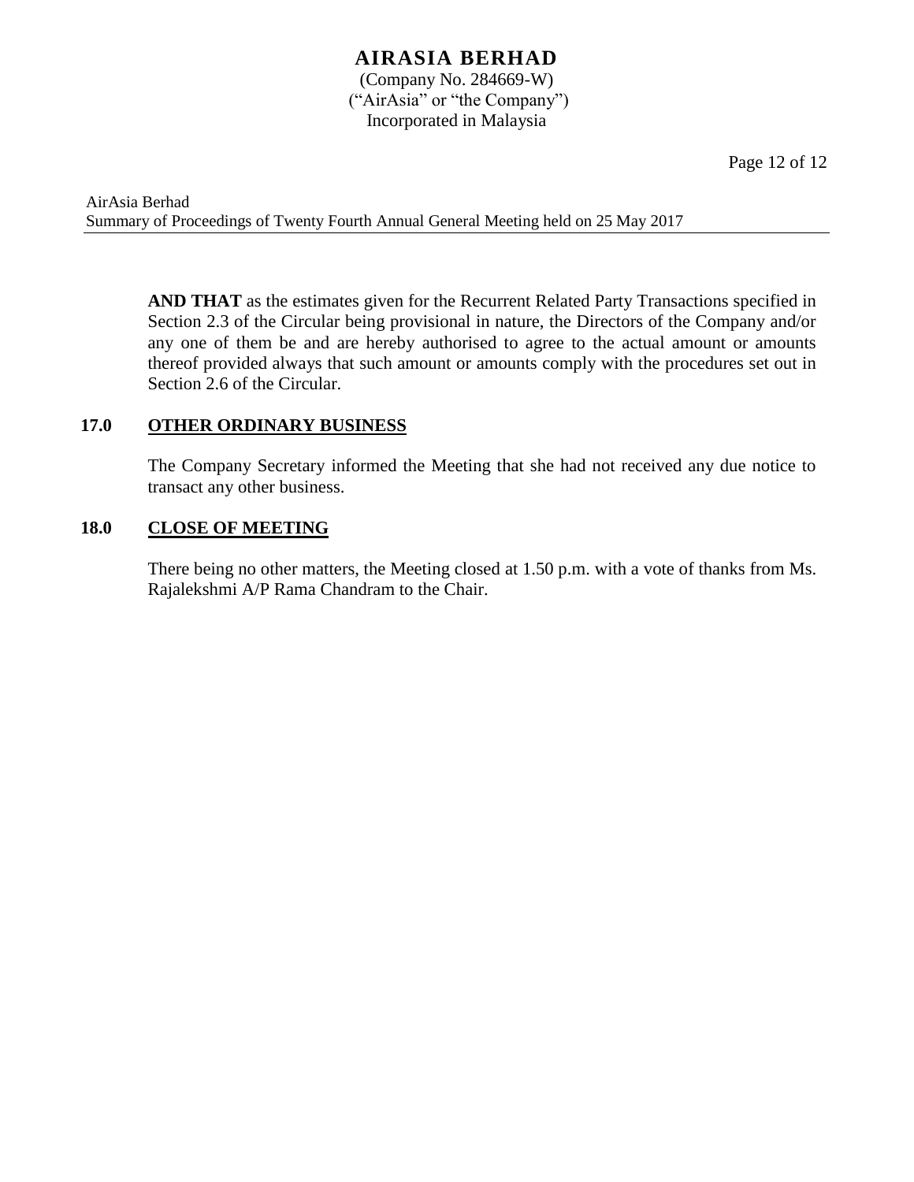**AND THAT** as the estimates given for the Recurrent Related Party Transactions specified in Section 2.3 of the Circular being provisional in nature, the Directors of the Company and/or any one of them be and are hereby authorised to agree to the actual amount or amounts thereof provided always that such amount or amounts comply with the procedures set out in Section 2.6 of the Circular.

## 17.0 OTHER ORDINARY BUSINESS

The Company Secretary informed the Meeting that she had not received any due notice to transact any other business.

## 18.0 CLOSE OF MEETING

There being no other matters, the Meeting closed at 1.50 p.m. with a vote of thanks from Ms. Rajalekshmi A/P Rama Chandram to the Chair.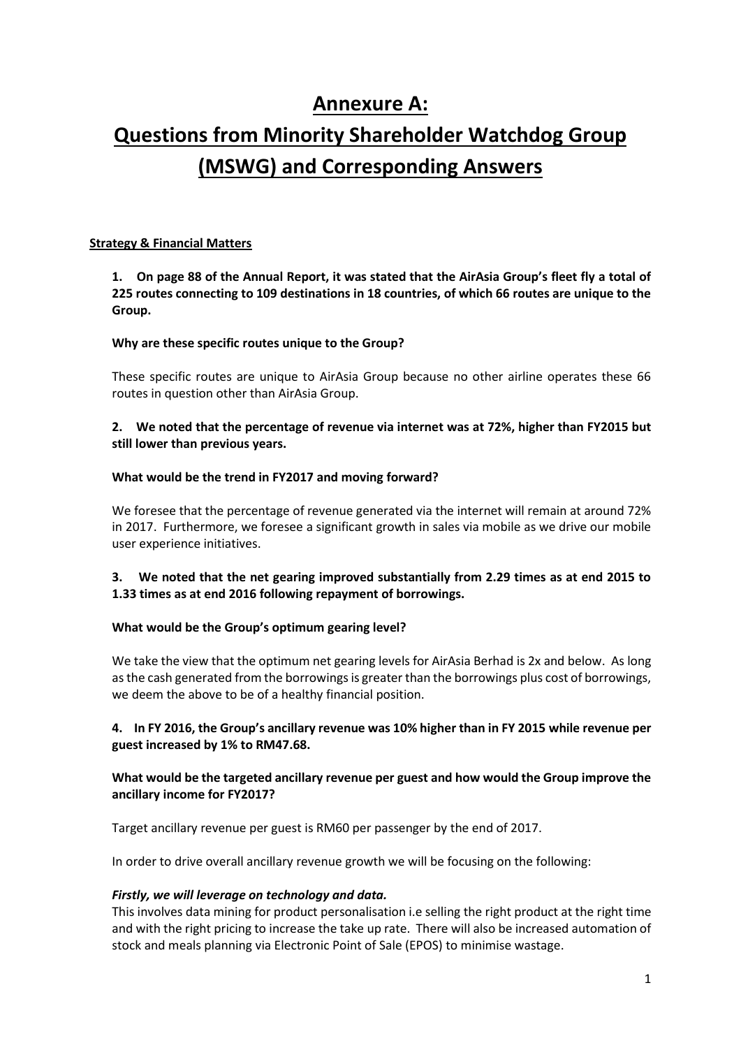# Annexure A:

# Questions from Minority Shareholder Watchdog Group (MSWG) and Corresponding Answers

**Strategy & Financial Matters**

**1. On page 88 of the Annual Report, it was stated that the AirAsia Group's fleet fly a total of 225 routes connecting to 109 destinations in 18 countries, of which 66 routes are unique to the Group.**

**Why are these specific routes unique to the Group?**

These specific routes are unique to AirAsia Group because no other airline operates these 66 routes in question other than AirAsia Group.

**2. We noted that the percentage of revenue via internet was at 72%, higher than FY2015 but still lower than previous years.**

**What would be the trend in FY2017 and moving forward?**

We foresee that the percentage of revenue generated via the internet will remain at around 72% in 2017. Furthermore, we foresee a significant growth in sales via mobile as we drive our mobile user experience initiatives.

**3. We noted that the net gearing improved substantially from 2.29 times as at end 2015 to 1.33 times as at end 2016 following repayment of borrowings.**

**What would be the Group's optimum gearing level?**

We take the view that the optimum net gearing levels for AirAsia Berhad is 2x and below. As long as the cash generated from the borrowings is greater than the borrowings plus cost of borrowings, we deem the above to be of a healthy financial position.

**4. In FY 2016, the Group's ancillary revenue was 10% higher than in FY 2015 while revenue per guest increased by 1% to RM47.68.**

**What would be the targeted ancillary revenue per guest and how would the Group improve the ancillary income for FY2017?**

Target ancillary revenue per guest is RM60 per passenger by the end of 2017.

In order to drive overall ancillary revenue growth we will be focusing on the following:

***Firstly, we will leverage on technology and data.***

This involves data mining for product personalisation i.e selling the right product at the right time and with the right pricing to increase the take up rate. There will also be increased automation of stock and meals planning via Electronic Point of Sale (EPOS) to minimise wastage.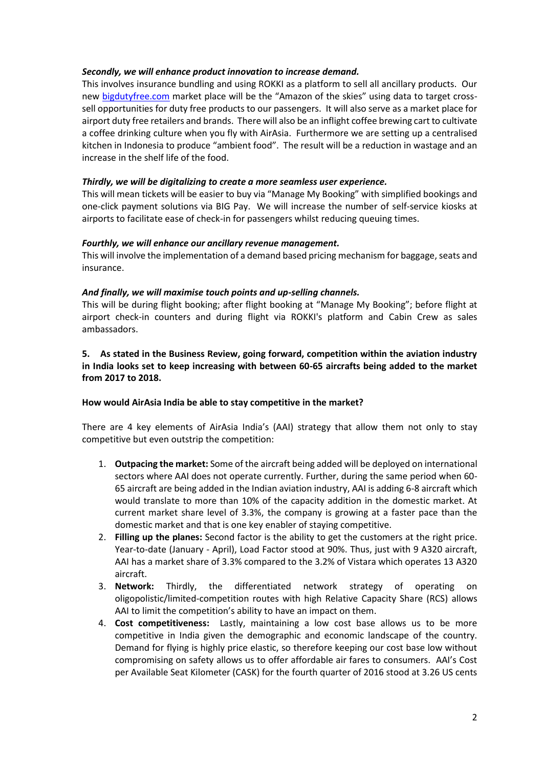***Secondly, we will enhance product innovation to increase demand.***

This involves insurance bundling and using ROKKI as a platform to sell all ancillary products. Our new [bigdutyfree.com](bigdutyfree.com) market place will be the "Amazon of the skies" using data to target cross-sell opportunities for duty free products to our passengers. It will also serve as a market place for airport duty free retailers and brands. There will also be an inflight coffee brewing cart to cultivate a coffee drinking culture when you fly with AirAsia. Furthermore we are setting up a centralised kitchen in Indonesia to produce "ambient food". The result will be a reduction in wastage and an increase in the shelf life of the food.

***Thirdly, we will be digitalizing to create a more seamless user experience.***

This will mean tickets will be easier to buy via "Manage My Booking" with simplified bookings and one-click payment solutions via BIG Pay. We will increase the number of self-service kiosks at airports to facilitate ease of check-in for passengers whilst reducing queuing times.

***Fourthly, we will enhance our ancillary revenue management.***

This will involve the implementation of a demand based pricing mechanism for baggage, seats and insurance.

***And finally, we will maximise touch points and up-selling channels.***

This will be during flight booking; after flight booking at "Manage My Booking"; before flight at airport check-in counters and during flight via ROKKI's platform and Cabin Crew as sales ambassadors.

**5. As stated in the Business Review, going forward, competition within the aviation industry in India looks set to keep increasing with between 60-65 aircrafts being added to the market from 2017 to 2018.**

**How would AirAsia India be able to stay competitive in the market?**

There are 4 key elements of AirAsia India's (AAI) strategy that allow them not only to stay competitive but even outstrip the competition:

1. **Outpacing the market:** Some of the aircraft being added will be deployed on international sectors where AAI does not operate currently. Further, during the same period when 60-65 aircraft are being added in the Indian aviation industry, AAI is adding 6-8 aircraft which would translate to more than 10% of the capacity addition in the domestic market. At current market share level of 3.3%, the company is growing at a faster pace than the domestic market and that is one key enabler of staying competitive.
2. **Filling up the planes:** Second factor is the ability to get the customers at the right price. Year-to-date (January - April), Load Factor stood at 90%. Thus, just with 9 A320 aircraft, AAI has a market share of 3.3% compared to the 3.2% of Vistara which operates 13 A320 aircraft.
3. **Network:** Thirdly, the differentiated network strategy of operating on oligopolistic/limited-competition routes with high Relative Capacity Share (RCS) allows AAI to limit the competition's ability to have an impact on them.
4. **Cost competitiveness:** Lastly, maintaining a low cost base allows us to be more competitive in India given the demographic and economic landscape of the country. Demand for flying is highly price elastic, so therefore keeping our cost base low without compromising on safety allows us to offer affordable air fares to consumers. AAI's Cost per Available Seat Kilometer (CASK) for the fourth quarter of 2016 stood at 3.26 US cents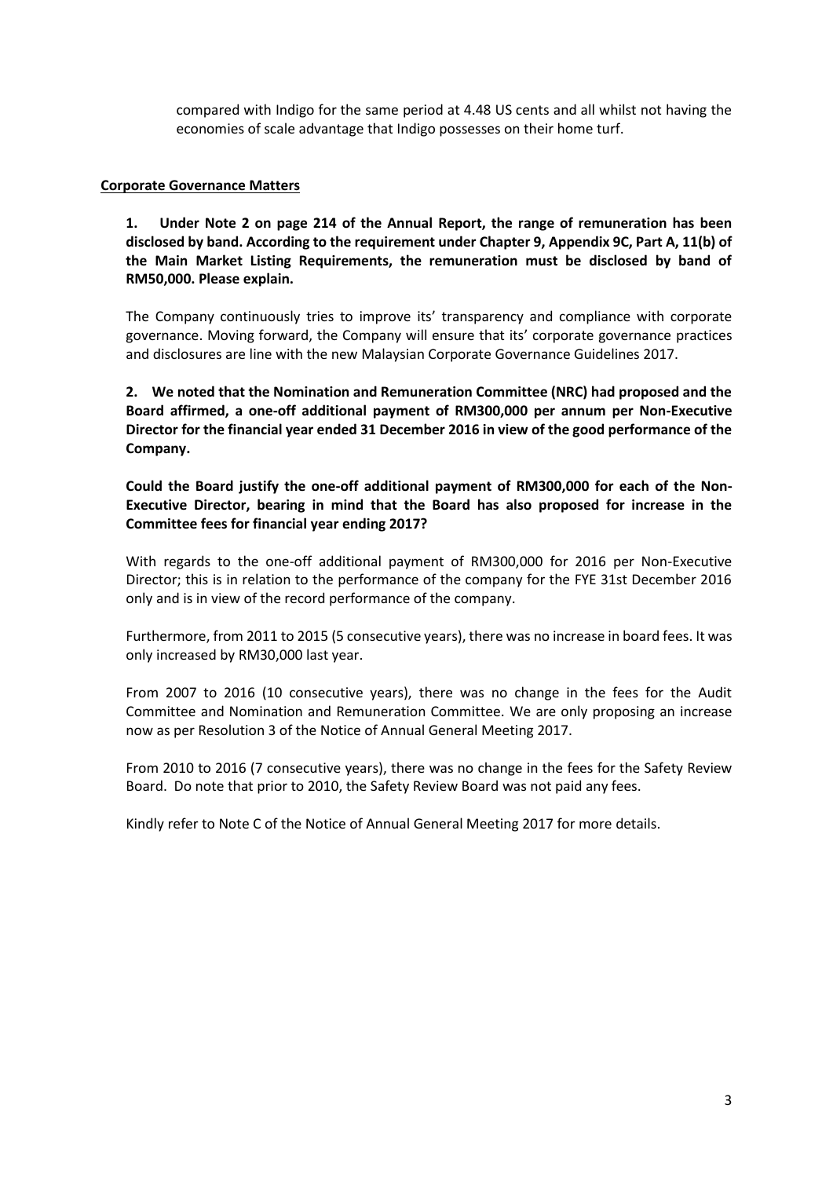compared with Indigo for the same period at 4.48 US cents and all whilst not having the economies of scale advantage that Indigo possesses on their home turf.

**Corporate Governance Matters**

**1. Under Note 2 on page 214 of the Annual Report, the range of remuneration has been disclosed by band. According to the requirement under Chapter 9, Appendix 9C, Part A, 11(b) of the Main Market Listing Requirements, the remuneration must be disclosed by band of RM50,000. Please explain.**

The Company continuously tries to improve its' transparency and compliance with corporate governance. Moving forward, the Company will ensure that its' corporate governance practices and disclosures are line with the new Malaysian Corporate Governance Guidelines 2017.

**2. We noted that the Nomination and Remuneration Committee (NRC) had proposed and the Board affirmed, a one-off additional payment of RM300,000 per annum per Non-Executive Director for the financial year ended 31 December 2016 in view of the good performance of the Company.**

**Could the Board justify the one-off additional payment of RM300,000 for each of the Non-Executive Director, bearing in mind that the Board has also proposed for increase in the Committee fees for financial year ending 2017?**

With regards to the one-off additional payment of RM300,000 for 2016 per Non-Executive Director; this is in relation to the performance of the company for the FYE 31st December 2016 only and is in view of the record performance of the company.

Furthermore, from 2011 to 2015 (5 consecutive years), there was no increase in board fees. It was only increased by RM30,000 last year.

From 2007 to 2016 (10 consecutive years), there was no change in the fees for the Audit Committee and Nomination and Remuneration Committee. We are only proposing an increase now as per Resolution 3 of the Notice of Annual General Meeting 2017.

From 2010 to 2016 (7 consecutive years), there was no change in the fees for the Safety Review Board. Do note that prior to 2010, the Safety Review Board was not paid any fees.

Kindly refer to Note C of the Notice of Annual General Meeting 2017 for more details.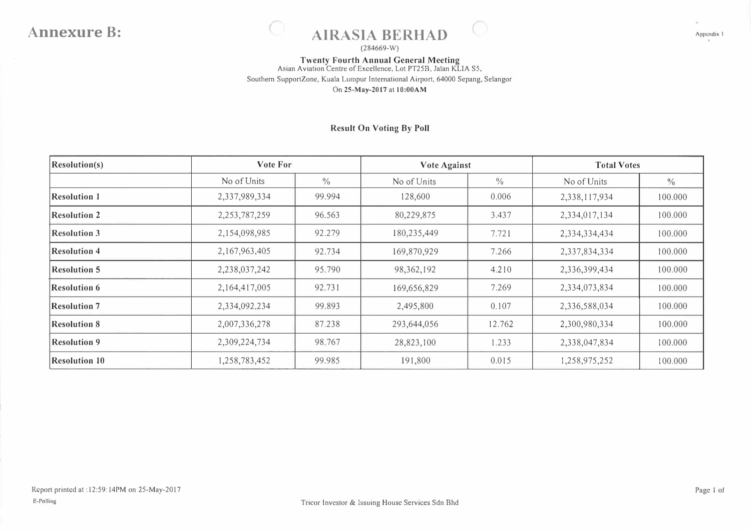# Annexure B:

Appendix 1

## AIRASIA BERHAD

(284669-W)

**Twenty Fourth Annual General Meeting**
Asian Aviation Centre of Excellence, Lot PT25B, Jalan KLIA S5,
Southern SupportZone, Kuala Lumpur International Airport, 64000 Sepang, Selangor
On **25-May-2017** at **10:00AM**

**Result On Voting By Poll**

| Resolution(s) | Vote For | | Vote Against | | Total Votes | |
|---|---|---|---|---|---|---|
| | No of Units | % | No of Units | % | No of Units | % |
| **Resolution 1** | 2,337,989,334 | 99.994 | 128,600 | 0.006 | 2,338,117,934 | 100.000 |
| **Resolution 2** | 2,253,787,259 | 96.563 | 80,229,875 | 3.437 | 2,334,017,134 | 100.000 |
| **Resolution 3** | 2,154,098,985 | 92.279 | 180,235,449 | 7.721 | 2,334,334,434 | 100.000 |
| **Resolution 4** | 2,167,963,405 | 92.734 | 169,870,929 | 7.266 | 2,337,834,334 | 100.000 |
| **Resolution 5** | 2,238,037,242 | 95.790 | 98,362,192 | 4.210 | 2,336,399,434 | 100.000 |
| **Resolution 6** | 2,164,417,005 | 92.731 | 169,656,829 | 7.269 | 2,334,073,834 | 100.000 |
| **Resolution 7** | 2,334,092,234 | 99.893 | 2,495,800 | 0.107 | 2,336,588,034 | 100.000 |
| **Resolution 8** | 2,007,336,278 | 87.238 | 293,644,056 | 12.762 | 2,300,980,334 | 100.000 |
| **Resolution 9** | 2,309,224,734 | 98.767 | 28,823,100 | 1.233 | 2,338,047,834 | 100.000 |
| **Resolution 10** | 1,258,783,452 | 99.985 | 191,800 | 0.015 | 1,258,975,252 | 100.000 |

Report printed at :12:59:14PM on 25-May-2017

E-Polling

Tricor Investor & Issuing House Services Sdn Bhd